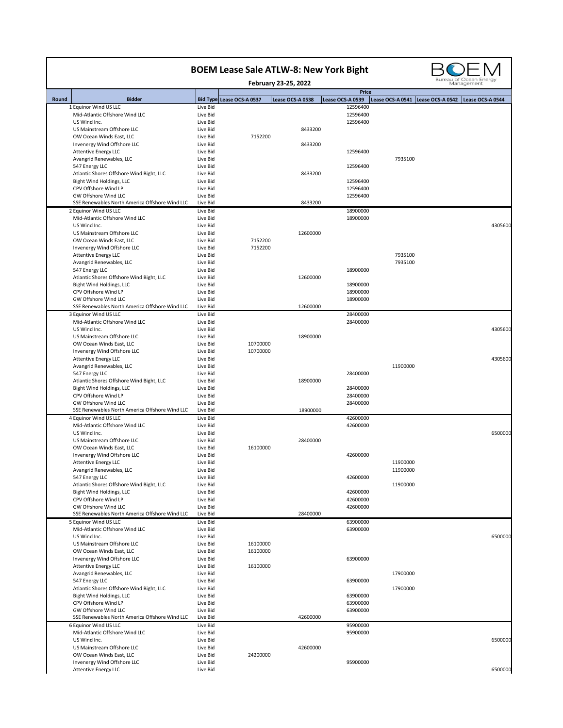# BOEM Lease Sale ATLW-8: New York Bight

**February 23-25, 2022**

| Round | Bidder | Bid Type | Lease OCS-A 0537 | Lease OCS-A 0538 | Lease OCS-A 0539 | Lease OCS-A 0541 | Lease OCS-A 0542 | Lease OCS-A 0544 |
|---|---|---|---|---|---|---|---|---|
| | | | Price | | | | | |
| 1 | Equinor Wind US LLC | Live Bid | | | 12596400 | | | |
| | Mid-Atlantic Offshore Wind LLC | Live Bid | | | 12596400 | | | |
| | US Wind Inc. | Live Bid | | | 12596400 | | | |
| | US Mainstream Offshore LLC | Live Bid | | 8433200 | | | | |
| | OW Ocean Winds East, LLC | Live Bid | 7152200 | | | | | |
| | Invenergy Wind Offshore LLC | Live Bid | | 8433200 | | | | |
| | Attentive Energy LLC | Live Bid | | | 12596400 | | | |
| | Avangrid Renewables, LLC | Live Bid | | | | 7935100 | | |
| | 547 Energy LLC | Live Bid | | | 12596400 | | | |
| | Atlantic Shores Offshore Wind Bight, LLC | Live Bid | | 8433200 | | | | |
| | Bight Wind Holdings, LLC | Live Bid | | | 12596400 | | | |
| | CPV Offshore Wind LP | Live Bid | | | 12596400 | | | |
| | GW Offshore Wind LLC | Live Bid | | | 12596400 | | | |
| | SSE Renewables North America Offshore Wind LLC | Live Bid | | 8433200 | | | | |
| 2 | Equinor Wind US LLC | Live Bid | | | 18900000 | | | |
| | Mid-Atlantic Offshore Wind LLC | Live Bid | | | 18900000 | | | |
| | US Wind Inc. | Live Bid | | | | | | 4305600 |
| | US Mainstream Offshore LLC | Live Bid | | 12600000 | | | | |
| | OW Ocean Winds East, LLC | Live Bid | 7152200 | | | | | |
| | Invenergy Wind Offshore LLC | Live Bid | 7152200 | | | | | |
| | Attentive Energy LLC | Live Bid | | | | 7935100 | | |
| | Avangrid Renewables, LLC | Live Bid | | | | 7935100 | | |
| | 547 Energy LLC | Live Bid | | | 18900000 | | | |
| | Atlantic Shores Offshore Wind Bight, LLC | Live Bid | | 12600000 | | | | |
| | Bight Wind Holdings, LLC | Live Bid | | | 18900000 | | | |
| | CPV Offshore Wind LP | Live Bid | | | 18900000 | | | |
| | GW Offshore Wind LLC | Live Bid | | | 18900000 | | | |
| | SSE Renewables North America Offshore Wind LLC | Live Bid | | 12600000 | | | | |
| 3 | Equinor Wind US LLC | Live Bid | | | 28400000 | | | |
| | Mid-Atlantic Offshore Wind LLC | Live Bid | | | 28400000 | | | |
| | US Wind Inc. | Live Bid | | | | | | 4305600 |
| | US Mainstream Offshore LLC | Live Bid | | 18900000 | | | | |
| | OW Ocean Winds East, LLC | Live Bid | 10700000 | | | | | |
| | Invenergy Wind Offshore LLC | Live Bid | 10700000 | | | | | |
| | Attentive Energy LLC | Live Bid | | | | | | 4305600 |
| | Avangrid Renewables, LLC | Live Bid | | | | 11900000 | | |
| | 547 Energy LLC | Live Bid | | | 28400000 | | | |
| | Atlantic Shores Offshore Wind Bight, LLC | Live Bid | | 18900000 | | | | |
| | Bight Wind Holdings, LLC | Live Bid | | | 28400000 | | | |
| | CPV Offshore Wind LP | Live Bid | | | 28400000 | | | |
| | GW Offshore Wind LLC | Live Bid | | | 28400000 | | | |
| | SSE Renewables North America Offshore Wind LLC | Live Bid | | 18900000 | | | | |
| 4 | Equinor Wind US LLC | Live Bid | | | 42600000 | | | |
| | Mid-Atlantic Offshore Wind LLC | Live Bid | | | 42600000 | | | |
| | US Wind Inc. | Live Bid | | | | | | 6500000 |
| | US Mainstream Offshore LLC | Live Bid | | 28400000 | | | | |
| | OW Ocean Winds East, LLC | Live Bid | 16100000 | | | | | |
| | Invenergy Wind Offshore LLC | Live Bid | | | 42600000 | | | |
| | Attentive Energy LLC | Live Bid | | | | 11900000 | | |
| | Avangrid Renewables, LLC | Live Bid | | | | 11900000 | | |
| | 547 Energy LLC | Live Bid | | | 42600000 | | | |
| | Atlantic Shores Offshore Wind Bight, LLC | Live Bid | | | | 11900000 | | |
| | Bight Wind Holdings, LLC | Live Bid | | | 42600000 | | | |
| | CPV Offshore Wind LP | Live Bid | | | 42600000 | | | |
| | GW Offshore Wind LLC | Live Bid | | | 42600000 | | | |
| | SSE Renewables North America Offshore Wind LLC | Live Bid | | 28400000 | | | | |
| 5 | Equinor Wind US LLC | Live Bid | | | 63900000 | | | |
| | Mid-Atlantic Offshore Wind LLC | Live Bid | | | 63900000 | | | |
| | US Wind Inc. | Live Bid | | | | | | 6500000 |
| | US Mainstream Offshore LLC | Live Bid | 16100000 | | | | | |
| | OW Ocean Winds East, LLC | Live Bid | 16100000 | | | | | |
| | Invenergy Wind Offshore LLC | Live Bid | | | 63900000 | | | |
| | Attentive Energy LLC | Live Bid | 16100000 | | | | | |
| | Avangrid Renewables, LLC | Live Bid | | | | 17900000 | | |
| | 547 Energy LLC | Live Bid | | | 63900000 | | | |
| | Atlantic Shores Offshore Wind Bight, LLC | Live Bid | | | | 17900000 | | |
| | Bight Wind Holdings, LLC | Live Bid | | | 63900000 | | | |
| | CPV Offshore Wind LP | Live Bid | | | 63900000 | | | |
| | GW Offshore Wind LLC | Live Bid | | | 63900000 | | | |
| | SSE Renewables North America Offshore Wind LLC | Live Bid | | 42600000 | | | | |
| 6 | Equinor Wind US LLC | Live Bid | | | 95900000 | | | |
| | Mid-Atlantic Offshore Wind LLC | Live Bid | | | 95900000 | | | |
| | US Wind Inc. | Live Bid | | | | | | 6500000 |
| | US Mainstream Offshore LLC | Live Bid | | 42600000 | | | | |
| | OW Ocean Winds East, LLC | Live Bid | 24200000 | | | | | |
| | Invenergy Wind Offshore LLC | Live Bid | | | 95900000 | | | |
| | Attentive Energy LLC | Live Bid | | | | | | 6500000 |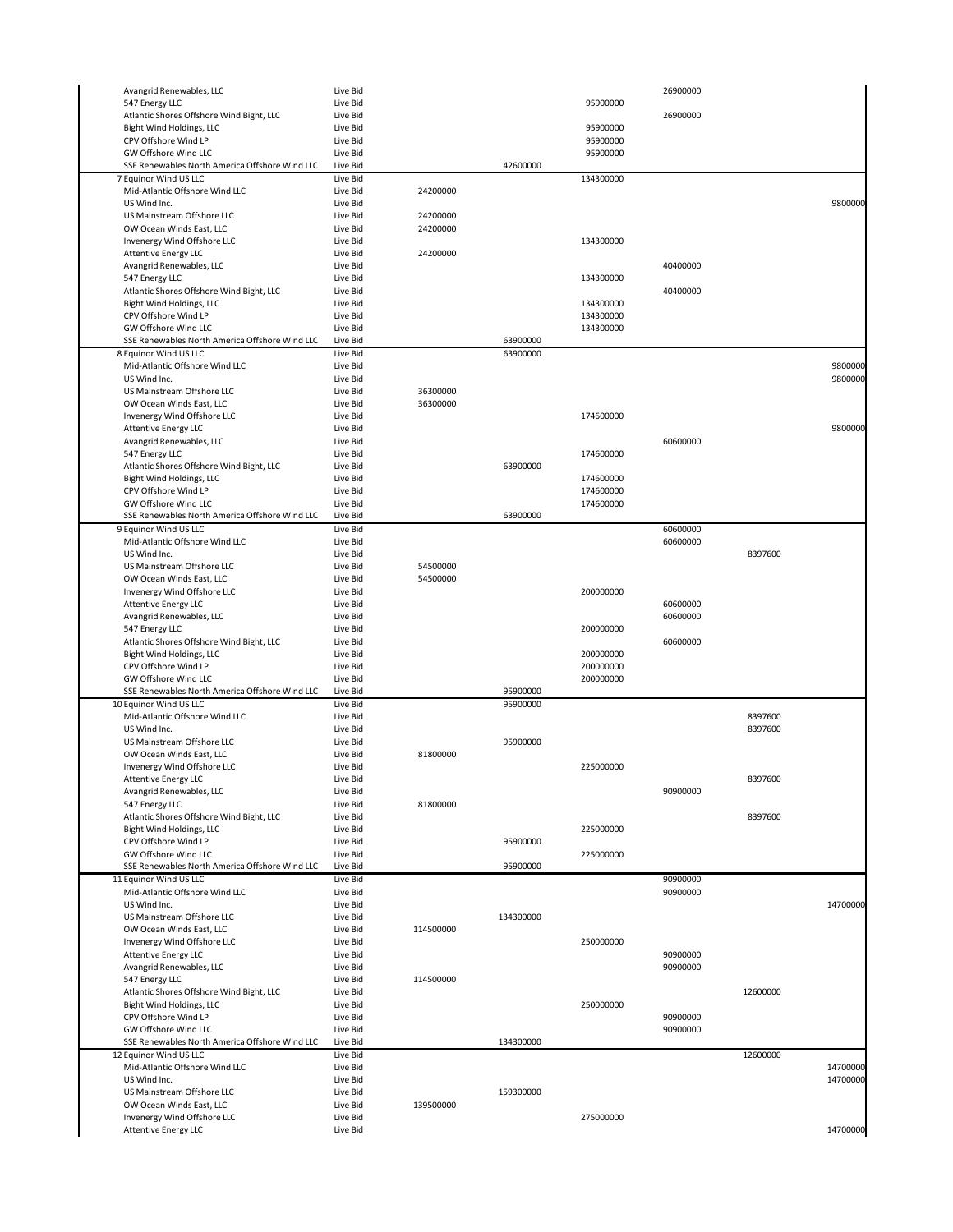| Round | Bidder | Bid Type | | | | | | |
|---|---|---|---|---|---|---|---|---|
| | Avangrid Renewables, LLC | Live Bid | | | | 26900000 | | |
| | 547 Energy LLC | Live Bid | | | 95900000 | | | |
| | Atlantic Shores Offshore Wind Bight, LLC | Live Bid | | | | 26900000 | | |
| | Bight Wind Holdings, LLC | Live Bid | | | 95900000 | | | |
| | CPV Offshore Wind LP | Live Bid | | | 95900000 | | | |
| | GW Offshore Wind LLC | Live Bid | | | 95900000 | | | |
| | SSE Renewables North America Offshore Wind LLC | Live Bid | | 42600000 | | | | |
| 7 | Equinor Wind US LLC | Live Bid | | | 134300000 | | | |
| | Mid-Atlantic Offshore Wind LLC | Live Bid | 24200000 | | | | | |
| | US Wind Inc. | Live Bid | | | | | | 9800000 |
| | US Mainstream Offshore LLC | Live Bid | 24200000 | | | | | |
| | OW Ocean Winds East, LLC | Live Bid | 24200000 | | | | | |
| | Invenergy Wind Offshore LLC | Live Bid | | | 134300000 | | | |
| | Attentive Energy LLC | Live Bid | 24200000 | | | | | |
| | Avangrid Renewables, LLC | Live Bid | | | | 40400000 | | |
| | 547 Energy LLC | Live Bid | | | 134300000 | | | |
| | Atlantic Shores Offshore Wind Bight, LLC | Live Bid | | | | 40400000 | | |
| | Bight Wind Holdings, LLC | Live Bid | | | 134300000 | | | |
| | CPV Offshore Wind LP | Live Bid | | | 134300000 | | | |
| | GW Offshore Wind LLC | Live Bid | | | 134300000 | | | |
| | SSE Renewables North America Offshore Wind LLC | Live Bid | | 63900000 | | | | |
| 8 | Equinor Wind US LLC | Live Bid | | 63900000 | | | | |
| | Mid-Atlantic Offshore Wind LLC | Live Bid | | | | | | 9800000 |
| | US Wind Inc. | Live Bid | | | | | | 9800000 |
| | US Mainstream Offshore LLC | Live Bid | 36300000 | | | | | |
| | OW Ocean Winds East, LLC | Live Bid | 36300000 | | | | | |
| | Invenergy Wind Offshore LLC | Live Bid | | | 174600000 | | | |
| | Attentive Energy LLC | Live Bid | | | | | | 9800000 |
| | Avangrid Renewables, LLC | Live Bid | | | | 60600000 | | |
| | 547 Energy LLC | Live Bid | | | 174600000 | | | |
| | Atlantic Shores Offshore Wind Bight, LLC | Live Bid | | 63900000 | | | | |
| | Bight Wind Holdings, LLC | Live Bid | | | 174600000 | | | |
| | CPV Offshore Wind LP | Live Bid | | | 174600000 | | | |
| | GW Offshore Wind LLC | Live Bid | | | 174600000 | | | |
| | SSE Renewables North America Offshore Wind LLC | Live Bid | | 63900000 | | | | |
| 9 | Equinor Wind US LLC | Live Bid | | | | 60600000 | | |
| | Mid-Atlantic Offshore Wind LLC | Live Bid | | | | 60600000 | | |
| | US Wind Inc. | Live Bid | | | | | 8397600 | |
| | US Mainstream Offshore LLC | Live Bid | 54500000 | | | | | |
| | OW Ocean Winds East, LLC | Live Bid | 54500000 | | | | | |
| | Invenergy Wind Offshore LLC | Live Bid | | | 200000000 | | | |
| | Attentive Energy LLC | Live Bid | | | | 60600000 | | |
| | Avangrid Renewables, LLC | Live Bid | | | | 60600000 | | |
| | 547 Energy LLC | Live Bid | | | 200000000 | | | |
| | Atlantic Shores Offshore Wind Bight, LLC | Live Bid | | | | 60600000 | | |
| | Bight Wind Holdings, LLC | Live Bid | | | 200000000 | | | |
| | CPV Offshore Wind LP | Live Bid | | | 200000000 | | | |
| | GW Offshore Wind LLC | Live Bid | | | 200000000 | | | |
| | SSE Renewables North America Offshore Wind LLC | Live Bid | | 95900000 | | | | |
| 10 | Equinor Wind US LLC | Live Bid | | 95900000 | | | | |
| | Mid-Atlantic Offshore Wind LLC | Live Bid | | | | | 8397600 | |
| | US Wind Inc. | Live Bid | | | | | 8397600 | |
| | US Mainstream Offshore LLC | Live Bid | | 95900000 | | | | |
| | OW Ocean Winds East, LLC | Live Bid | 81800000 | | | | | |
| | Invenergy Wind Offshore LLC | Live Bid | | | 225000000 | | | |
| | Attentive Energy LLC | Live Bid | | | | | 8397600 | |
| | Avangrid Renewables, LLC | Live Bid | | | | 90900000 | | |
| | 547 Energy LLC | Live Bid | 81800000 | | | | | |
| | Atlantic Shores Offshore Wind Bight, LLC | Live Bid | | | | | 8397600 | |
| | Bight Wind Holdings, LLC | Live Bid | | | 225000000 | | | |
| | CPV Offshore Wind LP | Live Bid | | 95900000 | | | | |
| | GW Offshore Wind LLC | Live Bid | | | 225000000 | | | |
| | SSE Renewables North America Offshore Wind LLC | Live Bid | | 95900000 | | | | |
| 11 | Equinor Wind US LLC | Live Bid | | | | 90900000 | | |
| | Mid-Atlantic Offshore Wind LLC | Live Bid | | | | 90900000 | | |
| | US Wind Inc. | Live Bid | | | | | | 14700000 |
| | US Mainstream Offshore LLC | Live Bid | | 134300000 | | | | |
| | OW Ocean Winds East, LLC | Live Bid | 114500000 | | | | | |
| | Invenergy Wind Offshore LLC | Live Bid | | | 250000000 | | | |
| | Attentive Energy LLC | Live Bid | | | | 90900000 | | |
| | Avangrid Renewables, LLC | Live Bid | | | | 90900000 | | |
| | 547 Energy LLC | Live Bid | 114500000 | | | | | |
| | Atlantic Shores Offshore Wind Bight, LLC | Live Bid | | | | | 12600000 | |
| | Bight Wind Holdings, LLC | Live Bid | | | 250000000 | | | |
| | CPV Offshore Wind LP | Live Bid | | | | 90900000 | | |
| | GW Offshore Wind LLC | Live Bid | | | | 90900000 | | |
| | SSE Renewables North America Offshore Wind LLC | Live Bid | | 134300000 | | | | |
| 12 | Equinor Wind US LLC | Live Bid | | | | | 12600000 | |
| | Mid-Atlantic Offshore Wind LLC | Live Bid | | | | | | 14700000 |
| | US Wind Inc. | Live Bid | | | | | | 14700000 |
| | US Mainstream Offshore LLC | Live Bid | | 159300000 | | | | |
| | OW Ocean Winds East, LLC | Live Bid | 139500000 | | | | | |
| | Invenergy Wind Offshore LLC | Live Bid | | | 275000000 | | | |
| | Attentive Energy LLC | Live Bid | | | | | | 14700000 |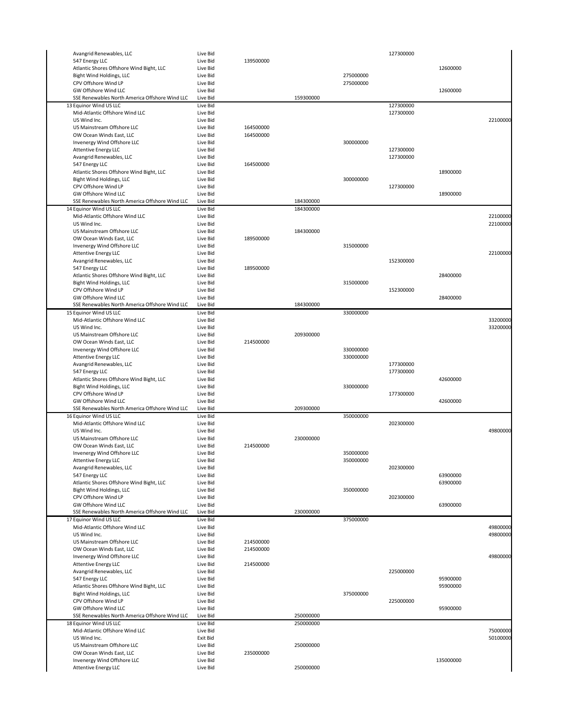| | | | | | | | |
|---|---|---|---|---|---|---|---|
| Avangrid Renewables, LLC | Live Bid | | | | 127300000 | | |
| 547 Energy LLC | Live Bid | 139500000 | | | | | |
| Atlantic Shores Offshore Wind Bight, LLC | Live Bid | | | | | 12600000 | |
| Bight Wind Holdings, LLC | Live Bid | | | 275000000 | | | |
| CPV Offshore Wind LP | Live Bid | | | 275000000 | | | |
| GW Offshore Wind LLC | Live Bid | | | | | 12600000 | |
| SSE Renewables North America Offshore Wind LLC | Live Bid | | 159300000 | | | | |
| 13 Equinor Wind US LLC | Live Bid | | | | 127300000 | | |
| Mid-Atlantic Offshore Wind LLC | Live Bid | | | | 127300000 | | |
| US Wind Inc. | Live Bid | | | | | | 22100000 |
| US Mainstream Offshore LLC | Live Bid | 164500000 | | | | | |
| OW Ocean Winds East, LLC | Live Bid | 164500000 | | | | | |
| Invenergy Wind Offshore LLC | Live Bid | | | 300000000 | | | |
| Attentive Energy LLC | Live Bid | | | | 127300000 | | |
| Avangrid Renewables, LLC | Live Bid | | | | 127300000 | | |
| 547 Energy LLC | Live Bid | 164500000 | | | | | |
| Atlantic Shores Offshore Wind Bight, LLC | Live Bid | | | | | 18900000 | |
| Bight Wind Holdings, LLC | Live Bid | | | 300000000 | | | |
| CPV Offshore Wind LP | Live Bid | | | | 127300000 | | |
| GW Offshore Wind LLC | Live Bid | | | | | 18900000 | |
| SSE Renewables North America Offshore Wind LLC | Live Bid | | 184300000 | | | | |
| 14 Equinor Wind US LLC | Live Bid | | 184300000 | | | | |
| Mid-Atlantic Offshore Wind LLC | Live Bid | | | | | | 22100000 |
| US Wind Inc. | Live Bid | | | | | | 22100000 |
| US Mainstream Offshore LLC | Live Bid | | 184300000 | | | | |
| OW Ocean Winds East, LLC | Live Bid | 189500000 | | | | | |
| Invenergy Wind Offshore LLC | Live Bid | | | 315000000 | | | |
| Attentive Energy LLC | Live Bid | | | | | | 22100000 |
| Avangrid Renewables, LLC | Live Bid | | | | 152300000 | | |
| 547 Energy LLC | Live Bid | 189500000 | | | | | |
| Atlantic Shores Offshore Wind Bight, LLC | Live Bid | | | | | 28400000 | |
| Bight Wind Holdings, LLC | Live Bid | | | 315000000 | | | |
| CPV Offshore Wind LP | Live Bid | | | | 152300000 | | |
| GW Offshore Wind LLC | Live Bid | | | | | 28400000 | |
| SSE Renewables North America Offshore Wind LLC | Live Bid | | 184300000 | | | | |
| 15 Equinor Wind US LLC | Live Bid | | | 330000000 | | | |
| Mid-Atlantic Offshore Wind LLC | Live Bid | | | | | | 33200000 |
| US Wind Inc. | Live Bid | | | | | | 33200000 |
| US Mainstream Offshore LLC | Live Bid | | 209300000 | | | | |
| OW Ocean Winds East, LLC | Live Bid | 214500000 | | | | | |
| Invenergy Wind Offshore LLC | Live Bid | | | 330000000 | | | |
| Attentive Energy LLC | Live Bid | | | 330000000 | | | |
| Avangrid Renewables, LLC | Live Bid | | | | 177300000 | | |
| 547 Energy LLC | Live Bid | | | | 177300000 | | |
| Atlantic Shores Offshore Wind Bight, LLC | Live Bid | | | | | 42600000 | |
| Bight Wind Holdings, LLC | Live Bid | | | 330000000 | | | |
| CPV Offshore Wind LP | Live Bid | | | | 177300000 | | |
| GW Offshore Wind LLC | Live Bid | | | | | 42600000 | |
| SSE Renewables North America Offshore Wind LLC | Live Bid | | 209300000 | | | | |
| 16 Equinor Wind US LLC | Live Bid | | | 350000000 | | | |
| Mid-Atlantic Offshore Wind LLC | Live Bid | | | | 202300000 | | |
| US Wind Inc. | Live Bid | | | | | | 49800000 |
| US Mainstream Offshore LLC | Live Bid | | 230000000 | | | | |
| OW Ocean Winds East, LLC | Live Bid | 214500000 | | | | | |
| Invenergy Wind Offshore LLC | Live Bid | | | 350000000 | | | |
| Attentive Energy LLC | Live Bid | | | 350000000 | | | |
| Avangrid Renewables, LLC | Live Bid | | | | 202300000 | | |
| 547 Energy LLC | Live Bid | | | | | 63900000 | |
| Atlantic Shores Offshore Wind Bight, LLC | Live Bid | | | | | 63900000 | |
| Bight Wind Holdings, LLC | Live Bid | | | 350000000 | | | |
| CPV Offshore Wind LP | Live Bid | | | | 202300000 | | |
| GW Offshore Wind LLC | Live Bid | | | | | 63900000 | |
| SSE Renewables North America Offshore Wind LLC | Live Bid | | 230000000 | | | | |
| 17 Equinor Wind US LLC | Live Bid | | | 375000000 | | | |
| Mid-Atlantic Offshore Wind LLC | Live Bid | | | | | | 49800000 |
| US Wind Inc. | Live Bid | | | | | | 49800000 |
| US Mainstream Offshore LLC | Live Bid | 214500000 | | | | | |
| OW Ocean Winds East, LLC | Live Bid | 214500000 | | | | | |
| Invenergy Wind Offshore LLC | Live Bid | | | | | | 49800000 |
| Attentive Energy LLC | Live Bid | 214500000 | | | | | |
| Avangrid Renewables, LLC | Live Bid | | | | 225000000 | | |
| 547 Energy LLC | Live Bid | | | | | 95900000 | |
| Atlantic Shores Offshore Wind Bight, LLC | Live Bid | | | | | 95900000 | |
| Bight Wind Holdings, LLC | Live Bid | | | 375000000 | | | |
| CPV Offshore Wind LP | Live Bid | | | | 225000000 | | |
| GW Offshore Wind LLC | Live Bid | | | | | 95900000 | |
| SSE Renewables North America Offshore Wind LLC | Live Bid | | 250000000 | | | | |
| 18 Equinor Wind US LLC | Live Bid | | 250000000 | | | | |
| Mid-Atlantic Offshore Wind LLC | Live Bid | | | | | | 75000000 |
| US Wind Inc. | Exit Bid | | | | | | 50100000 |
| US Mainstream Offshore LLC | Live Bid | | 250000000 | | | | |
| OW Ocean Winds East, LLC | Live Bid | 235000000 | | | | | |
| Invenergy Wind Offshore LLC | Live Bid | | | | | 135000000 | |
| Attentive Energy LLC | Live Bid | | 250000000 | | | | |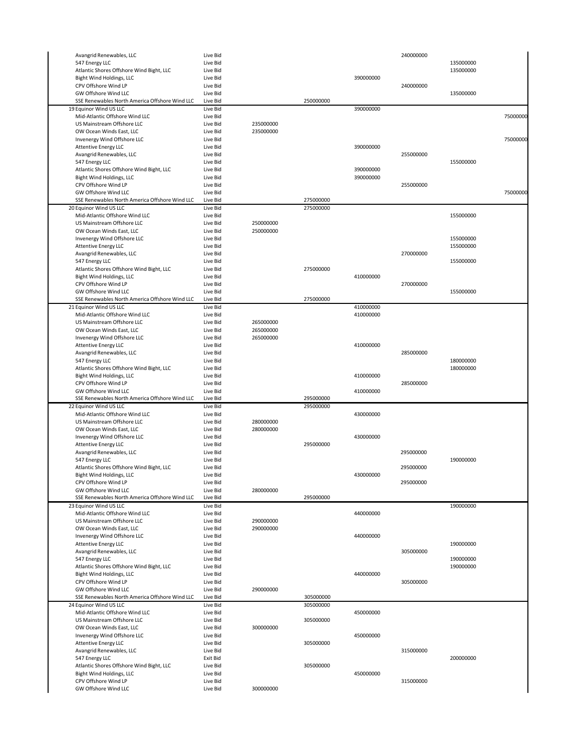| | | | | | | | | |
|---|---|---|---|---|---|---|---|---|
| | Avangrid Renewables, LLC | Live Bid | | | | 240000000 | | |
| | 547 Energy LLC | Live Bid | | | | | 135000000 | |
| | Atlantic Shores Offshore Wind Bight, LLC | Live Bid | | | | | 135000000 | |
| | Bight Wind Holdings, LLC | Live Bid | | | 390000000 | | | |
| | CPV Offshore Wind LP | Live Bid | | | | 240000000 | | |
| | GW Offshore Wind LLC | Live Bid | | | | | 135000000 | |
| | SSE Renewables North America Offshore Wind LLC | Live Bid | | 250000000 | | | | |
| 19 | Equinor Wind US LLC | Live Bid | | | 390000000 | | | |
| | Mid-Atlantic Offshore Wind LLC | Live Bid | | | | | | 75000000 |
| | US Mainstream Offshore LLC | Live Bid | 235000000 | | | | | |
| | OW Ocean Winds East, LLC | Live Bid | 235000000 | | | | | |
| | Invenergy Wind Offshore LLC | Live Bid | | | | | | 75000000 |
| | Attentive Energy LLC | Live Bid | | | 390000000 | | | |
| | Avangrid Renewables, LLC | Live Bid | | | | 255000000 | | |
| | 547 Energy LLC | Live Bid | | | | | 155000000 | |
| | Atlantic Shores Offshore Wind Bight, LLC | Live Bid | | | 390000000 | | | |
| | Bight Wind Holdings, LLC | Live Bid | | | 390000000 | | | |
| | CPV Offshore Wind LP | Live Bid | | | | 255000000 | | |
| | GW Offshore Wind LLC | Live Bid | | | | | | 75000000 |
| | SSE Renewables North America Offshore Wind LLC | Live Bid | | 275000000 | | | | |
| 20 | Equinor Wind US LLC | Live Bid | | 275000000 | | | | |
| | Mid-Atlantic Offshore Wind LLC | Live Bid | | | | | 155000000 | |
| | US Mainstream Offshore LLC | Live Bid | 250000000 | | | | | |
| | OW Ocean Winds East, LLC | Live Bid | 250000000 | | | | | |
| | Invenergy Wind Offshore LLC | Live Bid | | | | | 155000000 | |
| | Attentive Energy LLC | Live Bid | | | | | 155000000 | |
| | Avangrid Renewables, LLC | Live Bid | | | | 270000000 | | |
| | 547 Energy LLC | Live Bid | | | | | 155000000 | |
| | Atlantic Shores Offshore Wind Bight, LLC | Live Bid | | 275000000 | | | | |
| | Bight Wind Holdings, LLC | Live Bid | | | 410000000 | | | |
| | CPV Offshore Wind LP | Live Bid | | | | 270000000 | | |
| | GW Offshore Wind LLC | Live Bid | | | | | 155000000 | |
| | SSE Renewables North America Offshore Wind LLC | Live Bid | | 275000000 | | | | |
| 21 | Equinor Wind US LLC | Live Bid | | | 410000000 | | | |
| | Mid-Atlantic Offshore Wind LLC | Live Bid | | | 410000000 | | | |
| | US Mainstream Offshore LLC | Live Bid | 265000000 | | | | | |
| | OW Ocean Winds East, LLC | Live Bid | 265000000 | | | | | |
| | Invenergy Wind Offshore LLC | Live Bid | 265000000 | | | | | |
| | Attentive Energy LLC | Live Bid | | | 410000000 | | | |
| | Avangrid Renewables, LLC | Live Bid | | | | 285000000 | | |
| | 547 Energy LLC | Live Bid | | | | | 180000000 | |
| | Atlantic Shores Offshore Wind Bight, LLC | Live Bid | | | | | 180000000 | |
| | Bight Wind Holdings, LLC | Live Bid | | | 410000000 | | | |
| | CPV Offshore Wind LP | Live Bid | | | | 285000000 | | |
| | GW Offshore Wind LLC | Live Bid | | | 410000000 | | | |
| | SSE Renewables North America Offshore Wind LLC | Live Bid | | 295000000 | | | | |
| 22 | Equinor Wind US LLC | Live Bid | | 295000000 | | | | |
| | Mid-Atlantic Offshore Wind LLC | Live Bid | | | 430000000 | | | |
| | US Mainstream Offshore LLC | Live Bid | 280000000 | | | | | |
| | OW Ocean Winds East, LLC | Live Bid | 280000000 | | | | | |
| | Invenergy Wind Offshore LLC | Live Bid | | | 430000000 | | | |
| | Attentive Energy LLC | Live Bid | | 295000000 | | | | |
| | Avangrid Renewables, LLC | Live Bid | | | | 295000000 | | |
| | 547 Energy LLC | Live Bid | | | | | 190000000 | |
| | Atlantic Shores Offshore Wind Bight, LLC | Live Bid | | | | 295000000 | | |
| | Bight Wind Holdings, LLC | Live Bid | | | 430000000 | | | |
| | CPV Offshore Wind LP | Live Bid | | | | 295000000 | | |
| | GW Offshore Wind LLC | Live Bid | 280000000 | | | | | |
| | SSE Renewables North America Offshore Wind LLC | Live Bid | | 295000000 | | | | |
| 23 | Equinor Wind US LLC | Live Bid | | | | | 190000000 | |
| | Mid-Atlantic Offshore Wind LLC | Live Bid | | | 440000000 | | | |
| | US Mainstream Offshore LLC | Live Bid | 290000000 | | | | | |
| | OW Ocean Winds East, LLC | Live Bid | 290000000 | | | | | |
| | Invenergy Wind Offshore LLC | Live Bid | | | 440000000 | | | |
| | Attentive Energy LLC | Live Bid | | | | | 190000000 | |
| | Avangrid Renewables, LLC | Live Bid | | | | 305000000 | | |
| | 547 Energy LLC | Live Bid | | | | | 190000000 | |
| | Atlantic Shores Offshore Wind Bight, LLC | Live Bid | | | | | 190000000 | |
| | Bight Wind Holdings, LLC | Live Bid | | | 440000000 | | | |
| | CPV Offshore Wind LP | Live Bid | | | | 305000000 | | |
| | GW Offshore Wind LLC | Live Bid | 290000000 | | | | | |
| | SSE Renewables North America Offshore Wind LLC | Live Bid | | 305000000 | | | | |
| 24 | Equinor Wind US LLC | Live Bid | | 305000000 | | | | |
| | Mid-Atlantic Offshore Wind LLC | Live Bid | | | 450000000 | | | |
| | US Mainstream Offshore LLC | Live Bid | | 305000000 | | | | |
| | OW Ocean Winds East, LLC | Live Bid | 300000000 | | | | | |
| | Invenergy Wind Offshore LLC | Live Bid | | | 450000000 | | | |
| | Attentive Energy LLC | Live Bid | | 305000000 | | | | |
| | Avangrid Renewables, LLC | Live Bid | | | | 315000000 | | |
| | 547 Energy LLC | Exit Bid | | | | | 200000000 | |
| | Atlantic Shores Offshore Wind Bight, LLC | Live Bid | | 305000000 | | | | |
| | Bight Wind Holdings, LLC | Live Bid | | | 450000000 | | | |
| | CPV Offshore Wind LP | Live Bid | | | | 315000000 | | |
| | GW Offshore Wind LLC | Live Bid | 300000000 | | | | | |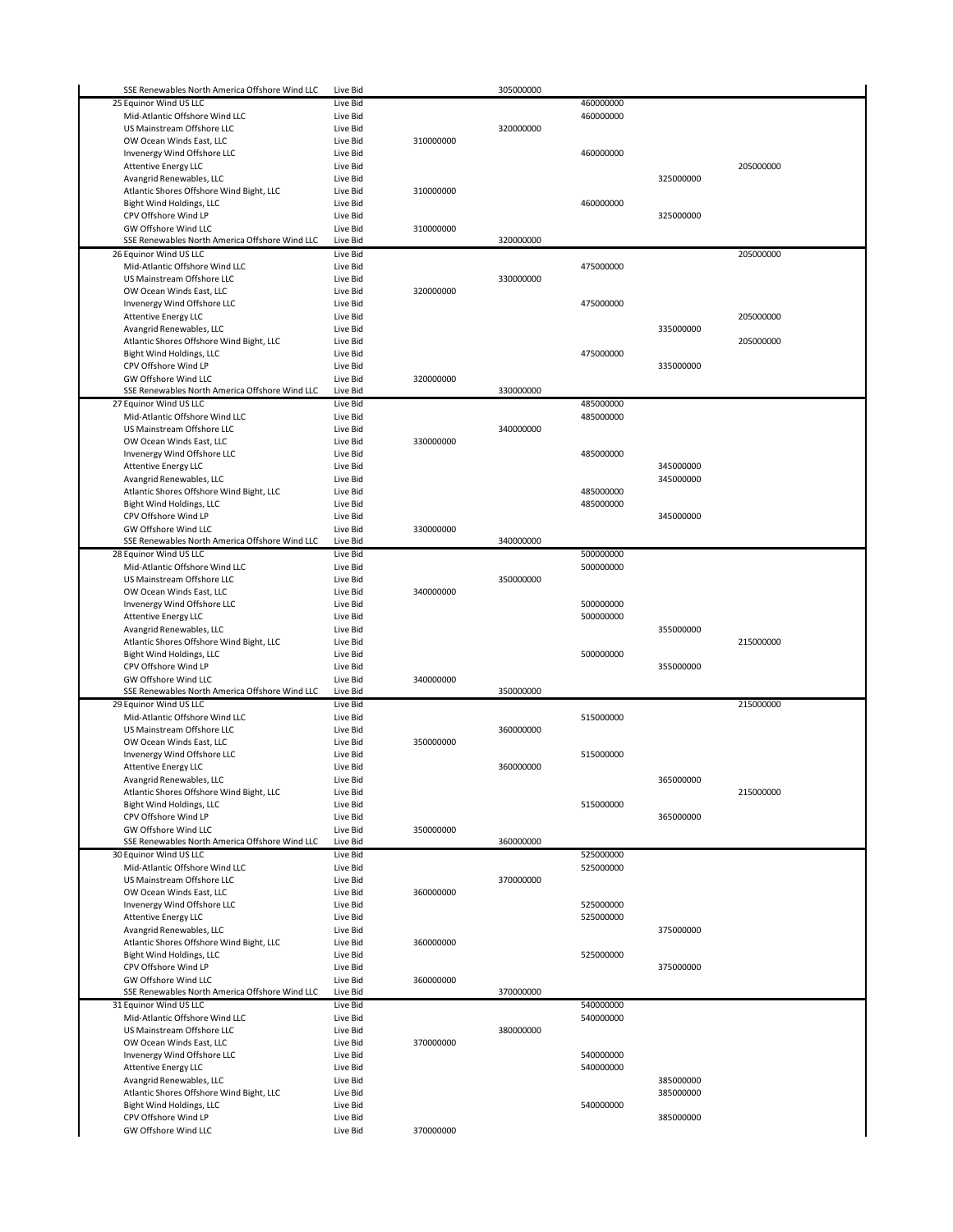| Round | Bidder | Bid Type | | | | | |
|---|---|---|---|---|---|---|---|
| | SSE Renewables North America Offshore Wind LLC | Live Bid | | 305000000 | | | |
| 25 | Equinor Wind US LLC | Live Bid | | | 460000000 | | |
| | Mid-Atlantic Offshore Wind LLC | Live Bid | | | 460000000 | | |
| | US Mainstream Offshore LLC | Live Bid | | 320000000 | | | |
| | OW Ocean Winds East, LLC | Live Bid | 310000000 | | | | |
| | Invenergy Wind Offshore LLC | Live Bid | | | 460000000 | | |
| | Attentive Energy LLC | Live Bid | | | | | 205000000 |
| | Avangrid Renewables, LLC | Live Bid | | | | 325000000 | |
| | Atlantic Shores Offshore Wind Bight, LLC | Live Bid | 310000000 | | | | |
| | Bight Wind Holdings, LLC | Live Bid | | | 460000000 | | |
| | CPV Offshore Wind LP | Live Bid | | | | 325000000 | |
| | GW Offshore Wind LLC | Live Bid | 310000000 | | | | |
| | SSE Renewables North America Offshore Wind LLC | Live Bid | | 320000000 | | | |
| 26 | Equinor Wind US LLC | Live Bid | | | | | 205000000 |
| | Mid-Atlantic Offshore Wind LLC | Live Bid | | | 475000000 | | |
| | US Mainstream Offshore LLC | Live Bid | | 330000000 | | | |
| | OW Ocean Winds East, LLC | Live Bid | 320000000 | | | | |
| | Invenergy Wind Offshore LLC | Live Bid | | | 475000000 | | |
| | Attentive Energy LLC | Live Bid | | | | | 205000000 |
| | Avangrid Renewables, LLC | Live Bid | | | | 335000000 | |
| | Atlantic Shores Offshore Wind Bight, LLC | Live Bid | | | | | 205000000 |
| | Bight Wind Holdings, LLC | Live Bid | | | 475000000 | | |
| | CPV Offshore Wind LP | Live Bid | | | | 335000000 | |
| | GW Offshore Wind LLC | Live Bid | 320000000 | | | | |
| | SSE Renewables North America Offshore Wind LLC | Live Bid | | 330000000 | | | |
| 27 | Equinor Wind US LLC | Live Bid | | | 485000000 | | |
| | Mid-Atlantic Offshore Wind LLC | Live Bid | | | 485000000 | | |
| | US Mainstream Offshore LLC | Live Bid | | 340000000 | | | |
| | OW Ocean Winds East, LLC | Live Bid | 330000000 | | | | |
| | Invenergy Wind Offshore LLC | Live Bid | | | 485000000 | | |
| | Attentive Energy LLC | Live Bid | | | | 345000000 | |
| | Avangrid Renewables, LLC | Live Bid | | | | 345000000 | |
| | Atlantic Shores Offshore Wind Bight, LLC | Live Bid | | | 485000000 | | |
| | Bight Wind Holdings, LLC | Live Bid | | | 485000000 | | |
| | CPV Offshore Wind LP | Live Bid | | | | 345000000 | |
| | GW Offshore Wind LLC | Live Bid | 330000000 | | | | |
| | SSE Renewables North America Offshore Wind LLC | Live Bid | | 340000000 | | | |
| 28 | Equinor Wind US LLC | Live Bid | | | 500000000 | | |
| | Mid-Atlantic Offshore Wind LLC | Live Bid | | | 500000000 | | |
| | US Mainstream Offshore LLC | Live Bid | | 350000000 | | | |
| | OW Ocean Winds East, LLC | Live Bid | 340000000 | | | | |
| | Invenergy Wind Offshore LLC | Live Bid | | | 500000000 | | |
| | Attentive Energy LLC | Live Bid | | | 500000000 | | |
| | Avangrid Renewables, LLC | Live Bid | | | | 355000000 | |
| | Atlantic Shores Offshore Wind Bight, LLC | Live Bid | | | | | 215000000 |
| | Bight Wind Holdings, LLC | Live Bid | | | 500000000 | | |
| | CPV Offshore Wind LP | Live Bid | | | | 355000000 | |
| | GW Offshore Wind LLC | Live Bid | 340000000 | | | | |
| | SSE Renewables North America Offshore Wind LLC | Live Bid | | 350000000 | | | |
| 29 | Equinor Wind US LLC | Live Bid | | | | | 215000000 |
| | Mid-Atlantic Offshore Wind LLC | Live Bid | | | 515000000 | | |
| | US Mainstream Offshore LLC | Live Bid | | 360000000 | | | |
| | OW Ocean Winds East, LLC | Live Bid | 350000000 | | | | |
| | Invenergy Wind Offshore LLC | Live Bid | | | 515000000 | | |
| | Attentive Energy LLC | Live Bid | | 360000000 | | | |
| | Avangrid Renewables, LLC | Live Bid | | | | 365000000 | |
| | Atlantic Shores Offshore Wind Bight, LLC | Live Bid | | | | | 215000000 |
| | Bight Wind Holdings, LLC | Live Bid | | | 515000000 | | |
| | CPV Offshore Wind LP | Live Bid | | | | 365000000 | |
| | GW Offshore Wind LLC | Live Bid | 350000000 | | | | |
| | SSE Renewables North America Offshore Wind LLC | Live Bid | | 360000000 | | | |
| 30 | Equinor Wind US LLC | Live Bid | | | 525000000 | | |
| | Mid-Atlantic Offshore Wind LLC | Live Bid | | | 525000000 | | |
| | US Mainstream Offshore LLC | Live Bid | | 370000000 | | | |
| | OW Ocean Winds East, LLC | Live Bid | 360000000 | | | | |
| | Invenergy Wind Offshore LLC | Live Bid | | | 525000000 | | |
| | Attentive Energy LLC | Live Bid | | | 525000000 | | |
| | Avangrid Renewables, LLC | Live Bid | | | | 375000000 | |
| | Atlantic Shores Offshore Wind Bight, LLC | Live Bid | 360000000 | | | | |
| | Bight Wind Holdings, LLC | Live Bid | | | 525000000 | | |
| | CPV Offshore Wind LP | Live Bid | | | | 375000000 | |
| | GW Offshore Wind LLC | Live Bid | 360000000 | | | | |
| | SSE Renewables North America Offshore Wind LLC | Live Bid | | 370000000 | | | |
| 31 | Equinor Wind US LLC | Live Bid | | | 540000000 | | |
| | Mid-Atlantic Offshore Wind LLC | Live Bid | | | 540000000 | | |
| | US Mainstream Offshore LLC | Live Bid | | 380000000 | | | |
| | OW Ocean Winds East, LLC | Live Bid | 370000000 | | | | |
| | Invenergy Wind Offshore LLC | Live Bid | | | 540000000 | | |
| | Attentive Energy LLC | Live Bid | | | 540000000 | | |
| | Avangrid Renewables, LLC | Live Bid | | | | 385000000 | |
| | Atlantic Shores Offshore Wind Bight, LLC | Live Bid | | | | 385000000 | |
| | Bight Wind Holdings, LLC | Live Bid | | | 540000000 | | |
| | CPV Offshore Wind LP | Live Bid | | | | 385000000 | |
| | GW Offshore Wind LLC | Live Bid | 370000000 | | | | |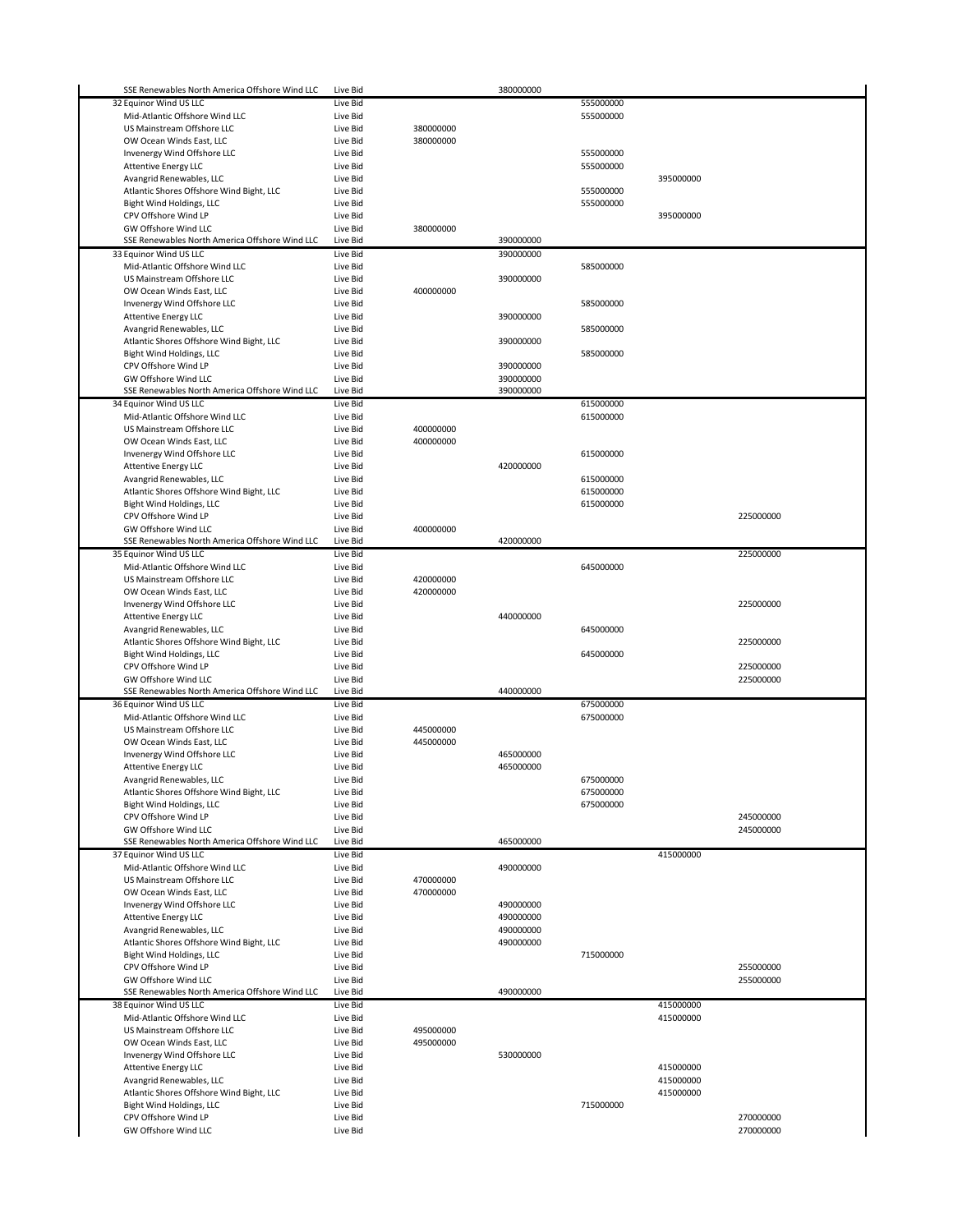| Round | Bidder | Bid Type | | | | | |
|---|---|---|---|---|---|---|---|
| | SSE Renewables North America Offshore Wind LLC | Live Bid | | 380000000 | | | |
| 32 | Equinor Wind US LLC | Live Bid | | | 555000000 | | |
| | Mid-Atlantic Offshore Wind LLC | Live Bid | | | 555000000 | | |
| | US Mainstream Offshore LLC | Live Bid | 380000000 | | | | |
| | OW Ocean Winds East, LLC | Live Bid | 380000000 | | | | |
| | Invenergy Wind Offshore LLC | Live Bid | | | 555000000 | | |
| | Attentive Energy LLC | Live Bid | | | 555000000 | | |
| | Avangrid Renewables, LLC | Live Bid | | | | 395000000 | |
| | Atlantic Shores Offshore Wind Bight, LLC | Live Bid | | | 555000000 | | |
| | Bight Wind Holdings, LLC | Live Bid | | | 555000000 | | |
| | CPV Offshore Wind LP | Live Bid | | | | 395000000 | |
| | GW Offshore Wind LLC | Live Bid | 380000000 | | | | |
| | SSE Renewables North America Offshore Wind LLC | Live Bid | | 390000000 | | | |
| 33 | Equinor Wind US LLC | Live Bid | | 390000000 | | | |
| | Mid-Atlantic Offshore Wind LLC | Live Bid | | | 585000000 | | |
| | US Mainstream Offshore LLC | Live Bid | | 390000000 | | | |
| | OW Ocean Winds East, LLC | Live Bid | 400000000 | | | | |
| | Invenergy Wind Offshore LLC | Live Bid | | | 585000000 | | |
| | Attentive Energy LLC | Live Bid | | 390000000 | | | |
| | Avangrid Renewables, LLC | Live Bid | | | 585000000 | | |
| | Atlantic Shores Offshore Wind Bight, LLC | Live Bid | | 390000000 | | | |
| | Bight Wind Holdings, LLC | Live Bid | | | 585000000 | | |
| | CPV Offshore Wind LP | Live Bid | | 390000000 | | | |
| | GW Offshore Wind LLC | Live Bid | | 390000000 | | | |
| | SSE Renewables North America Offshore Wind LLC | Live Bid | | 390000000 | | | |
| 34 | Equinor Wind US LLC | Live Bid | | | 615000000 | | |
| | Mid-Atlantic Offshore Wind LLC | Live Bid | | | 615000000 | | |
| | US Mainstream Offshore LLC | Live Bid | 400000000 | | | | |
| | OW Ocean Winds East, LLC | Live Bid | 400000000 | | | | |
| | Invenergy Wind Offshore LLC | Live Bid | | | 615000000 | | |
| | Attentive Energy LLC | Live Bid | | 420000000 | | | |
| | Avangrid Renewables, LLC | Live Bid | | | 615000000 | | |
| | Atlantic Shores Offshore Wind Bight, LLC | Live Bid | | | 615000000 | | |
| | Bight Wind Holdings, LLC | Live Bid | | | 615000000 | | |
| | CPV Offshore Wind LP | Live Bid | | | | | 225000000 |
| | GW Offshore Wind LLC | Live Bid | 400000000 | | | | |
| | SSE Renewables North America Offshore Wind LLC | Live Bid | | 420000000 | | | |
| 35 | Equinor Wind US LLC | Live Bid | | | | | 225000000 |
| | Mid-Atlantic Offshore Wind LLC | Live Bid | | | 645000000 | | |
| | US Mainstream Offshore LLC | Live Bid | 420000000 | | | | |
| | OW Ocean Winds East, LLC | Live Bid | 420000000 | | | | |
| | Invenergy Wind Offshore LLC | Live Bid | | | | | 225000000 |
| | Attentive Energy LLC | Live Bid | | 440000000 | | | |
| | Avangrid Renewables, LLC | Live Bid | | | 645000000 | | |
| | Atlantic Shores Offshore Wind Bight, LLC | Live Bid | | | | | 225000000 |
| | Bight Wind Holdings, LLC | Live Bid | | | 645000000 | | |
| | CPV Offshore Wind LP | Live Bid | | | | | 225000000 |
| | GW Offshore Wind LLC | Live Bid | | | | | 225000000 |
| | SSE Renewables North America Offshore Wind LLC | Live Bid | | 440000000 | | | |
| 36 | Equinor Wind US LLC | Live Bid | | | 675000000 | | |
| | Mid-Atlantic Offshore Wind LLC | Live Bid | | | 675000000 | | |
| | US Mainstream Offshore LLC | Live Bid | 445000000 | | | | |
| | OW Ocean Winds East, LLC | Live Bid | 445000000 | | | | |
| | Invenergy Wind Offshore LLC | Live Bid | | 465000000 | | | |
| | Attentive Energy LLC | Live Bid | | 465000000 | | | |
| | Avangrid Renewables, LLC | Live Bid | | | 675000000 | | |
| | Atlantic Shores Offshore Wind Bight, LLC | Live Bid | | | 675000000 | | |
| | Bight Wind Holdings, LLC | Live Bid | | | 675000000 | | |
| | CPV Offshore Wind LP | Live Bid | | | | | 245000000 |
| | GW Offshore Wind LLC | Live Bid | | | | | 245000000 |
| | SSE Renewables North America Offshore Wind LLC | Live Bid | | 465000000 | | | |
| 37 | Equinor Wind US LLC | Live Bid | | | | 415000000 | |
| | Mid-Atlantic Offshore Wind LLC | Live Bid | | 490000000 | | | |
| | US Mainstream Offshore LLC | Live Bid | 470000000 | | | | |
| | OW Ocean Winds East, LLC | Live Bid | 470000000 | | | | |
| | Invenergy Wind Offshore LLC | Live Bid | | 490000000 | | | |
| | Attentive Energy LLC | Live Bid | | 490000000 | | | |
| | Avangrid Renewables, LLC | Live Bid | | 490000000 | | | |
| | Atlantic Shores Offshore Wind Bight, LLC | Live Bid | | 490000000 | | | |
| | Bight Wind Holdings, LLC | Live Bid | | | 715000000 | | |
| | CPV Offshore Wind LP | Live Bid | | | | | 255000000 |
| | GW Offshore Wind LLC | Live Bid | | | | | 255000000 |
| | SSE Renewables North America Offshore Wind LLC | Live Bid | | 490000000 | | | |
| 38 | Equinor Wind US LLC | Live Bid | | | | 415000000 | |
| | Mid-Atlantic Offshore Wind LLC | Live Bid | | | | 415000000 | |
| | US Mainstream Offshore LLC | Live Bid | 495000000 | | | | |
| | OW Ocean Winds East, LLC | Live Bid | 495000000 | | | | |
| | Invenergy Wind Offshore LLC | Live Bid | | 530000000 | | | |
| | Attentive Energy LLC | Live Bid | | | | 415000000 | |
| | Avangrid Renewables, LLC | Live Bid | | | | 415000000 | |
| | Atlantic Shores Offshore Wind Bight, LLC | Live Bid | | | | 415000000 | |
| | Bight Wind Holdings, LLC | Live Bid | | | 715000000 | | |
| | CPV Offshore Wind LP | Live Bid | | | | | 270000000 |
| | GW Offshore Wind LLC | Live Bid | | | | | 270000000 |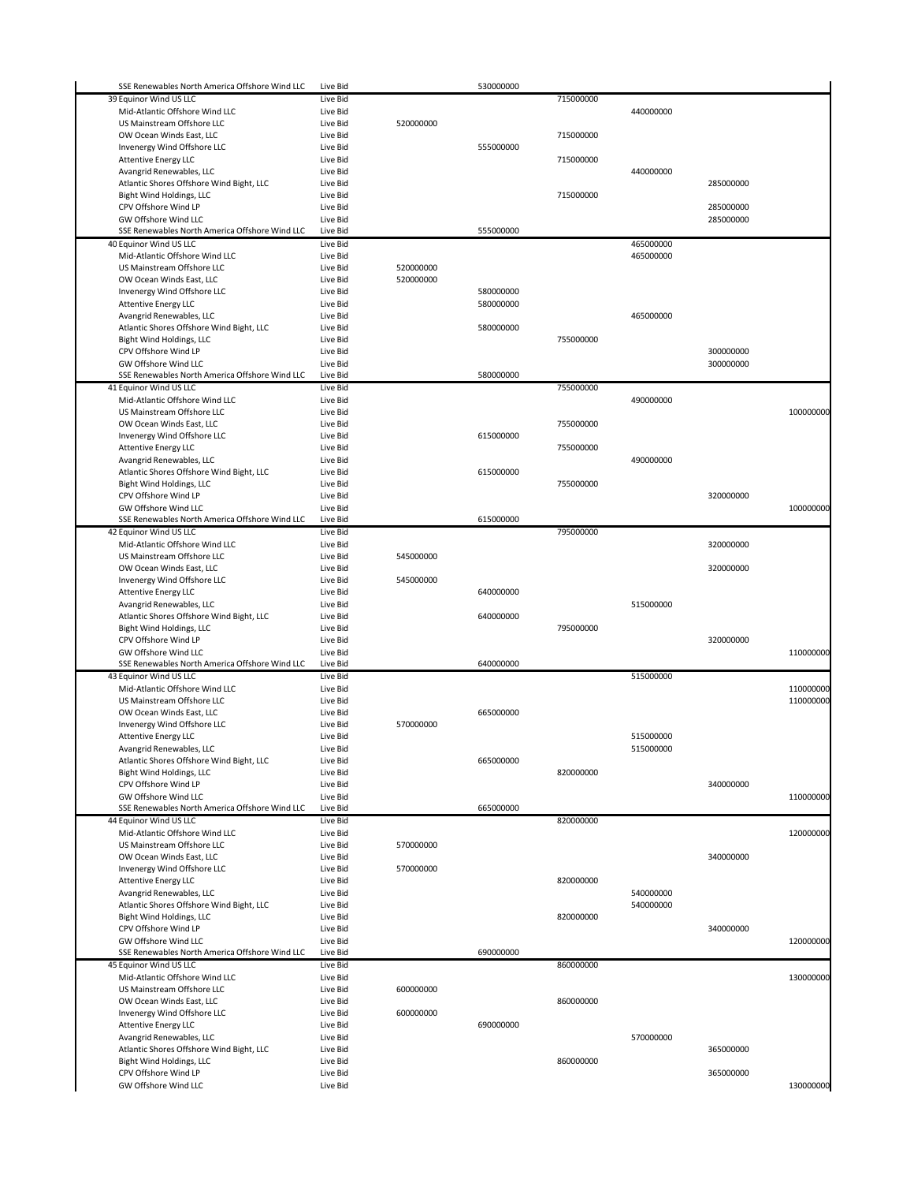| | | | | | | | |
|---|---|---|---|---|---|---|---|
| SSE Renewables North America Offshore Wind LLC | Live Bid | | 530000000 | | | | |
| 39 Equinor Wind US LLC | Live Bid | | | 715000000 | | | |
| Mid-Atlantic Offshore Wind LLC | Live Bid | | | | 440000000 | | |
| US Mainstream Offshore LLC | Live Bid | 520000000 | | | | | |
| OW Ocean Winds East, LLC | Live Bid | | | 715000000 | | | |
| Invenergy Wind Offshore LLC | Live Bid | | 555000000 | | | | |
| Attentive Energy LLC | Live Bid | | | 715000000 | | | |
| Avangrid Renewables, LLC | Live Bid | | | | 440000000 | | |
| Atlantic Shores Offshore Wind Bight, LLC | Live Bid | | | | | 285000000 | |
| Bight Wind Holdings, LLC | Live Bid | | | 715000000 | | | |
| CPV Offshore Wind LP | Live Bid | | | | | 285000000 | |
| GW Offshore Wind LLC | Live Bid | | | | | 285000000 | |
| SSE Renewables North America Offshore Wind LLC | Live Bid | | 555000000 | | | | |
| 40 Equinor Wind US LLC | Live Bid | | | | 465000000 | | |
| Mid-Atlantic Offshore Wind LLC | Live Bid | | | | 465000000 | | |
| US Mainstream Offshore LLC | Live Bid | 520000000 | | | | | |
| OW Ocean Winds East, LLC | Live Bid | 520000000 | | | | | |
| Invenergy Wind Offshore LLC | Live Bid | | 580000000 | | | | |
| Attentive Energy LLC | Live Bid | | 580000000 | | | | |
| Avangrid Renewables, LLC | Live Bid | | | | 465000000 | | |
| Atlantic Shores Offshore Wind Bight, LLC | Live Bid | | 580000000 | | | | |
| Bight Wind Holdings, LLC | Live Bid | | | 755000000 | | | |
| CPV Offshore Wind LP | Live Bid | | | | | 300000000 | |
| GW Offshore Wind LLC | Live Bid | | | | | 300000000 | |
| SSE Renewables North America Offshore Wind LLC | Live Bid | | 580000000 | | | | |
| 41 Equinor Wind US LLC | Live Bid | | | 755000000 | | | |
| Mid-Atlantic Offshore Wind LLC | Live Bid | | | | 490000000 | | |
| US Mainstream Offshore LLC | Live Bid | | | | | | 100000000 |
| OW Ocean Winds East, LLC | Live Bid | | | 755000000 | | | |
| Invenergy Wind Offshore LLC | Live Bid | | 615000000 | | | | |
| Attentive Energy LLC | Live Bid | | | 755000000 | | | |
| Avangrid Renewables, LLC | Live Bid | | | | 490000000 | | |
| Atlantic Shores Offshore Wind Bight, LLC | Live Bid | | 615000000 | | | | |
| Bight Wind Holdings, LLC | Live Bid | | | 755000000 | | | |
| CPV Offshore Wind LP | Live Bid | | | | | 320000000 | |
| GW Offshore Wind LLC | Live Bid | | | | | | 100000000 |
| SSE Renewables North America Offshore Wind LLC | Live Bid | | 615000000 | | | | |
| 42 Equinor Wind US LLC | Live Bid | | | 795000000 | | | |
| Mid-Atlantic Offshore Wind LLC | Live Bid | | | | | 320000000 | |
| US Mainstream Offshore LLC | Live Bid | 545000000 | | | | | |
| OW Ocean Winds East, LLC | Live Bid | | | | | 320000000 | |
| Invenergy Wind Offshore LLC | Live Bid | 545000000 | | | | | |
| Attentive Energy LLC | Live Bid | | 640000000 | | | | |
| Avangrid Renewables, LLC | Live Bid | | | | 515000000 | | |
| Atlantic Shores Offshore Wind Bight, LLC | Live Bid | | 640000000 | | | | |
| Bight Wind Holdings, LLC | Live Bid | | | 795000000 | | | |
| CPV Offshore Wind LP | Live Bid | | | | | 320000000 | |
| GW Offshore Wind LLC | Live Bid | | | | | | 110000000 |
| SSE Renewables North America Offshore Wind LLC | Live Bid | | 640000000 | | | | |
| 43 Equinor Wind US LLC | Live Bid | | | | 515000000 | | |
| Mid-Atlantic Offshore Wind LLC | Live Bid | | | | | | 110000000 |
| US Mainstream Offshore LLC | Live Bid | | | | | | 110000000 |
| OW Ocean Winds East, LLC | Live Bid | | 665000000 | | | | |
| Invenergy Wind Offshore LLC | Live Bid | 570000000 | | | | | |
| Attentive Energy LLC | Live Bid | | | | 515000000 | | |
| Avangrid Renewables, LLC | Live Bid | | | | 515000000 | | |
| Atlantic Shores Offshore Wind Bight, LLC | Live Bid | | 665000000 | | | | |
| Bight Wind Holdings, LLC | Live Bid | | | 820000000 | | | |
| CPV Offshore Wind LP | Live Bid | | | | | 340000000 | |
| GW Offshore Wind LLC | Live Bid | | | | | | 110000000 |
| SSE Renewables North America Offshore Wind LLC | Live Bid | | 665000000 | | | | |
| 44 Equinor Wind US LLC | Live Bid | | | 820000000 | | | |
| Mid-Atlantic Offshore Wind LLC | Live Bid | | | | | | 120000000 |
| US Mainstream Offshore LLC | Live Bid | 570000000 | | | | | |
| OW Ocean Winds East, LLC | Live Bid | | | | | 340000000 | |
| Invenergy Wind Offshore LLC | Live Bid | 570000000 | | | | | |
| Attentive Energy LLC | Live Bid | | | 820000000 | | | |
| Avangrid Renewables, LLC | Live Bid | | | | 540000000 | | |
| Atlantic Shores Offshore Wind Bight, LLC | Live Bid | | | | 540000000 | | |
| Bight Wind Holdings, LLC | Live Bid | | | 820000000 | | | |
| CPV Offshore Wind LP | Live Bid | | | | | 340000000 | |
| GW Offshore Wind LLC | Live Bid | | | | | | 120000000 |
| SSE Renewables North America Offshore Wind LLC | Live Bid | | 690000000 | | | | |
| 45 Equinor Wind US LLC | Live Bid | | | 860000000 | | | |
| Mid-Atlantic Offshore Wind LLC | Live Bid | | | | | | 130000000 |
| US Mainstream Offshore LLC | Live Bid | 600000000 | | | | | |
| OW Ocean Winds East, LLC | Live Bid | | | 860000000 | | | |
| Invenergy Wind Offshore LLC | Live Bid | 600000000 | | | | | |
| Attentive Energy LLC | Live Bid | | 690000000 | | | | |
| Avangrid Renewables, LLC | Live Bid | | | | 570000000 | | |
| Atlantic Shores Offshore Wind Bight, LLC | Live Bid | | | | | 365000000 | |
| Bight Wind Holdings, LLC | Live Bid | | | 860000000 | | | |
| CPV Offshore Wind LP | Live Bid | | | | | 365000000 | |
| GW Offshore Wind LLC | Live Bid | | | | | | 130000000 |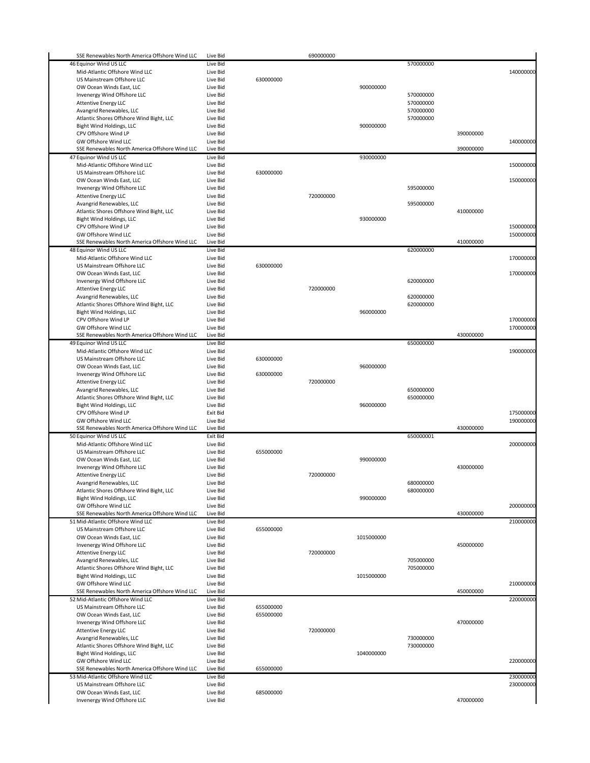| Bidder | Bid Type | | | | | | |
|---|---|---|---|---|---|---|---|
| SSE Renewables North America Offshore Wind LLC | Live Bid | | 690000000 | | | | |
| 46 Equinor Wind US LLC | Live Bid | | | | 570000000 | | |
| Mid-Atlantic Offshore Wind LLC | Live Bid | | | | | | 140000000 |
| US Mainstream Offshore LLC | Live Bid | 630000000 | | | | | |
| OW Ocean Winds East, LLC | Live Bid | | | 900000000 | | | |
| Invenergy Wind Offshore LLC | Live Bid | | | | 570000000 | | |
| Attentive Energy LLC | Live Bid | | | | 570000000 | | |
| Avangrid Renewables, LLC | Live Bid | | | | 570000000 | | |
| Atlantic Shores Offshore Wind Bight, LLC | Live Bid | | | | 570000000 | | |
| Bight Wind Holdings, LLC | Live Bid | | | 900000000 | | | |
| CPV Offshore Wind LP | Live Bid | | | | | 390000000 | |
| GW Offshore Wind LLC | Live Bid | | | | | | 140000000 |
| SSE Renewables North America Offshore Wind LLC | Live Bid | | | | | 390000000 | |
| 47 Equinor Wind US LLC | Live Bid | | | 930000000 | | | |
| Mid-Atlantic Offshore Wind LLC | Live Bid | | | | | | 150000000 |
| US Mainstream Offshore LLC | Live Bid | 630000000 | | | | | |
| OW Ocean Winds East, LLC | Live Bid | | | | | | 150000000 |
| Invenergy Wind Offshore LLC | Live Bid | | | | 595000000 | | |
| Attentive Energy LLC | Live Bid | | 720000000 | | | | |
| Avangrid Renewables, LLC | Live Bid | | | | 595000000 | | |
| Atlantic Shores Offshore Wind Bight, LLC | Live Bid | | | | | 410000000 | |
| Bight Wind Holdings, LLC | Live Bid | | | 930000000 | | | |
| CPV Offshore Wind LP | Live Bid | | | | | | 150000000 |
| GW Offshore Wind LLC | Live Bid | | | | | | 150000000 |
| SSE Renewables North America Offshore Wind LLC | Live Bid | | | | | 410000000 | |
| 48 Equinor Wind US LLC | Live Bid | | | | 620000000 | | |
| Mid-Atlantic Offshore Wind LLC | Live Bid | | | | | | 170000000 |
| US Mainstream Offshore LLC | Live Bid | 630000000 | | | | | |
| OW Ocean Winds East, LLC | Live Bid | | | | | | 170000000 |
| Invenergy Wind Offshore LLC | Live Bid | | | | 620000000 | | |
| Attentive Energy LLC | Live Bid | | 720000000 | | | | |
| Avangrid Renewables, LLC | Live Bid | | | | 620000000 | | |
| Atlantic Shores Offshore Wind Bight, LLC | Live Bid | | | | 620000000 | | |
| Bight Wind Holdings, LLC | Live Bid | | | 960000000 | | | |
| CPV Offshore Wind LP | Live Bid | | | | | | 170000000 |
| GW Offshore Wind LLC | Live Bid | | | | | | 170000000 |
| SSE Renewables North America Offshore Wind LLC | Live Bid | | | | | 430000000 | |
| 49 Equinor Wind US LLC | Live Bid | | | | 650000000 | | |
| Mid-Atlantic Offshore Wind LLC | Live Bid | | | | | | 190000000 |
| US Mainstream Offshore LLC | Live Bid | 630000000 | | | | | |
| OW Ocean Winds East, LLC | Live Bid | | | 960000000 | | | |
| Invenergy Wind Offshore LLC | Live Bid | 630000000 | | | | | |
| Attentive Energy LLC | Live Bid | | 720000000 | | | | |
| Avangrid Renewables, LLC | Live Bid | | | | 650000000 | | |
| Atlantic Shores Offshore Wind Bight, LLC | Live Bid | | | | 650000000 | | |
| Bight Wind Holdings, LLC | Live Bid | | | 960000000 | | | |
| CPV Offshore Wind LP | Exit Bid | | | | | | 175000000 |
| GW Offshore Wind LLC | Live Bid | | | | | | 190000000 |
| SSE Renewables North America Offshore Wind LLC | Live Bid | | | | | 430000000 | |
| 50 Equinor Wind US LLC | Exit Bid | | | | 650000001 | | |
| Mid-Atlantic Offshore Wind LLC | Live Bid | | | | | | 200000000 |
| US Mainstream Offshore LLC | Live Bid | 655000000 | | | | | |
| OW Ocean Winds East, LLC | Live Bid | | | 990000000 | | | |
| Invenergy Wind Offshore LLC | Live Bid | | | | | 430000000 | |
| Attentive Energy LLC | Live Bid | | 720000000 | | | | |
| Avangrid Renewables, LLC | Live Bid | | | | 680000000 | | |
| Atlantic Shores Offshore Wind Bight, LLC | Live Bid | | | | 680000000 | | |
| Bight Wind Holdings, LLC | Live Bid | | | 990000000 | | | |
| GW Offshore Wind LLC | Live Bid | | | | | | 200000000 |
| SSE Renewables North America Offshore Wind LLC | Live Bid | | | | | 430000000 | |
| 51 Mid-Atlantic Offshore Wind LLC | Live Bid | | | | | | 210000000 |
| US Mainstream Offshore LLC | Live Bid | 655000000 | | | | | |
| OW Ocean Winds East, LLC | Live Bid | | | 1015000000 | | | |
| Invenergy Wind Offshore LLC | Live Bid | | | | | 450000000 | |
| Attentive Energy LLC | Live Bid | | 720000000 | | | | |
| Avangrid Renewables, LLC | Live Bid | | | | 705000000 | | |
| Atlantic Shores Offshore Wind Bight, LLC | Live Bid | | | | 705000000 | | |
| Bight Wind Holdings, LLC | Live Bid | | | 1015000000 | | | |
| GW Offshore Wind LLC | Live Bid | | | | | | 210000000 |
| SSE Renewables North America Offshore Wind LLC | Live Bid | | | | | 450000000 | |
| 52 Mid-Atlantic Offshore Wind LLC | Live Bid | | | | | | 220000000 |
| US Mainstream Offshore LLC | Live Bid | 655000000 | | | | | |
| OW Ocean Winds East, LLC | Live Bid | 655000000 | | | | | |
| Invenergy Wind Offshore LLC | Live Bid | | | | | 470000000 | |
| Attentive Energy LLC | Live Bid | | 720000000 | | | | |
| Avangrid Renewables, LLC | Live Bid | | | | 730000000 | | |
| Atlantic Shores Offshore Wind Bight, LLC | Live Bid | | | | 730000000 | | |
| Bight Wind Holdings, LLC | Live Bid | | | 1040000000 | | | |
| GW Offshore Wind LLC | Live Bid | | | | | | 220000000 |
| SSE Renewables North America Offshore Wind LLC | Live Bid | 655000000 | | | | | |
| 53 Mid-Atlantic Offshore Wind LLC | Live Bid | | | | | | 230000000 |
| US Mainstream Offshore LLC | Live Bid | | | | | | 230000000 |
| OW Ocean Winds East, LLC | Live Bid | 685000000 | | | | | |
| Invenergy Wind Offshore LLC | Live Bid | | | | | 470000000 | |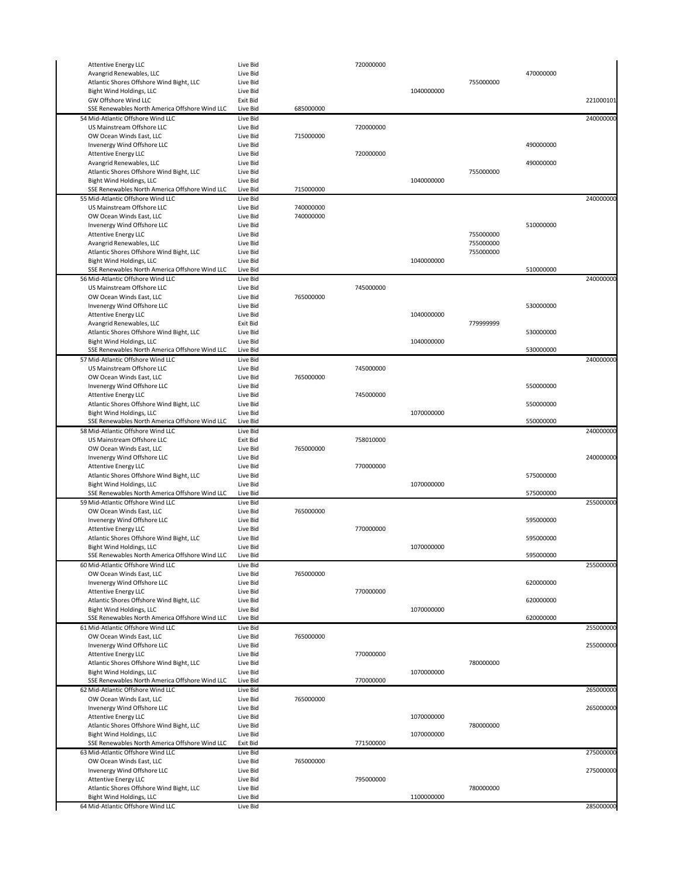| | | | | | | | |
|---|---|---|---|---|---|---|---|
| Attentive Energy LLC | Live Bid | | 720000000 | | | | |
| Avangrid Renewables, LLC | Live Bid | | | | | 470000000 | |
| Atlantic Shores Offshore Wind Bight, LLC | Live Bid | | | | 755000000 | | |
| Bight Wind Holdings, LLC | Live Bid | | | 1040000000 | | | |
| GW Offshore Wind LLC | Exit Bid | | | | | | 221000101 |
| SSE Renewables North America Offshore Wind LLC | Live Bid | 685000000 | | | | | |
| 54 Mid-Atlantic Offshore Wind LLC | Live Bid | | | | | | 240000000 |
| US Mainstream Offshore LLC | Live Bid | | 720000000 | | | | |
| OW Ocean Winds East, LLC | Live Bid | 715000000 | | | | | |
| Invenergy Wind Offshore LLC | Live Bid | | | | | 490000000 | |
| Attentive Energy LLC | Live Bid | | 720000000 | | | | |
| Avangrid Renewables, LLC | Live Bid | | | | | 490000000 | |
| Atlantic Shores Offshore Wind Bight, LLC | Live Bid | | | | 755000000 | | |
| Bight Wind Holdings, LLC | Live Bid | | | 1040000000 | | | |
| SSE Renewables North America Offshore Wind LLC | Live Bid | 715000000 | | | | | |
| 55 Mid-Atlantic Offshore Wind LLC | Live Bid | | | | | | 240000000 |
| US Mainstream Offshore LLC | Live Bid | 740000000 | | | | | |
| OW Ocean Winds East, LLC | Live Bid | 740000000 | | | | | |
| Invenergy Wind Offshore LLC | Live Bid | | | | | 510000000 | |
| Attentive Energy LLC | Live Bid | | | | 755000000 | | |
| Avangrid Renewables, LLC | Live Bid | | | | 755000000 | | |
| Atlantic Shores Offshore Wind Bight, LLC | Live Bid | | | | 755000000 | | |
| Bight Wind Holdings, LLC | Live Bid | | | 1040000000 | | | |
| SSE Renewables North America Offshore Wind LLC | Live Bid | | | | | 510000000 | |
| 56 Mid-Atlantic Offshore Wind LLC | Live Bid | | | | | | 240000000 |
| US Mainstream Offshore LLC | Live Bid | | 745000000 | | | | |
| OW Ocean Winds East, LLC | Live Bid | 765000000 | | | | | |
| Invenergy Wind Offshore LLC | Live Bid | | | | | 530000000 | |
| Attentive Energy LLC | Live Bid | | | 1040000000 | | | |
| Avangrid Renewables, LLC | Exit Bid | | | | 779999999 | | |
| Atlantic Shores Offshore Wind Bight, LLC | Live Bid | | | | | 530000000 | |
| Bight Wind Holdings, LLC | Live Bid | | | 1040000000 | | | |
| SSE Renewables North America Offshore Wind LLC | Live Bid | | | | | 530000000 | |
| 57 Mid-Atlantic Offshore Wind LLC | Live Bid | | | | | | 240000000 |
| US Mainstream Offshore LLC | Live Bid | | 745000000 | | | | |
| OW Ocean Winds East, LLC | Live Bid | 765000000 | | | | | |
| Invenergy Wind Offshore LLC | Live Bid | | | | | 550000000 | |
| Attentive Energy LLC | Live Bid | | 745000000 | | | | |
| Atlantic Shores Offshore Wind Bight, LLC | Live Bid | | | | | 550000000 | |
| Bight Wind Holdings, LLC | Live Bid | | | 1070000000 | | | |
| SSE Renewables North America Offshore Wind LLC | Live Bid | | | | | 550000000 | |
| 58 Mid-Atlantic Offshore Wind LLC | Live Bid | | | | | | 240000000 |
| US Mainstream Offshore LLC | Exit Bid | | 758010000 | | | | |
| OW Ocean Winds East, LLC | Live Bid | 765000000 | | | | | |
| Invenergy Wind Offshore LLC | Live Bid | | | | | | 240000000 |
| Attentive Energy LLC | Live Bid | | 770000000 | | | | |
| Atlantic Shores Offshore Wind Bight, LLC | Live Bid | | | | | 575000000 | |
| Bight Wind Holdings, LLC | Live Bid | | | 1070000000 | | | |
| SSE Renewables North America Offshore Wind LLC | Live Bid | | | | | 575000000 | |
| 59 Mid-Atlantic Offshore Wind LLC | Live Bid | | | | | | 255000000 |
| OW Ocean Winds East, LLC | Live Bid | 765000000 | | | | | |
| Invenergy Wind Offshore LLC | Live Bid | | | | | 595000000 | |
| Attentive Energy LLC | Live Bid | | 770000000 | | | | |
| Atlantic Shores Offshore Wind Bight, LLC | Live Bid | | | | | 595000000 | |
| Bight Wind Holdings, LLC | Live Bid | | | 1070000000 | | | |
| SSE Renewables North America Offshore Wind LLC | Live Bid | | | | | 595000000 | |
| 60 Mid-Atlantic Offshore Wind LLC | Live Bid | | | | | | 255000000 |
| OW Ocean Winds East, LLC | Live Bid | 765000000 | | | | | |
| Invenergy Wind Offshore LLC | Live Bid | | | | | 620000000 | |
| Attentive Energy LLC | Live Bid | | 770000000 | | | | |
| Atlantic Shores Offshore Wind Bight, LLC | Live Bid | | | | | 620000000 | |
| Bight Wind Holdings, LLC | Live Bid | | | 1070000000 | | | |
| SSE Renewables North America Offshore Wind LLC | Live Bid | | | | | 620000000 | |
| 61 Mid-Atlantic Offshore Wind LLC | Live Bid | | | | | | 255000000 |
| OW Ocean Winds East, LLC | Live Bid | 765000000 | | | | | |
| Invenergy Wind Offshore LLC | Live Bid | | | | | | 255000000 |
| Attentive Energy LLC | Live Bid | | 770000000 | | | | |
| Atlantic Shores Offshore Wind Bight, LLC | Live Bid | | | | 780000000 | | |
| Bight Wind Holdings, LLC | Live Bid | | | 1070000000 | | | |
| SSE Renewables North America Offshore Wind LLC | Live Bid | | 770000000 | | | | |
| 62 Mid-Atlantic Offshore Wind LLC | Live Bid | | | | | | 265000000 |
| OW Ocean Winds East, LLC | Live Bid | 765000000 | | | | | |
| Invenergy Wind Offshore LLC | Live Bid | | | | | | 265000000 |
| Attentive Energy LLC | Live Bid | | | 1070000000 | | | |
| Atlantic Shores Offshore Wind Bight, LLC | Live Bid | | | | 780000000 | | |
| Bight Wind Holdings, LLC | Live Bid | | | 1070000000 | | | |
| SSE Renewables North America Offshore Wind LLC | Exit Bid | | 771500000 | | | | |
| 63 Mid-Atlantic Offshore Wind LLC | Live Bid | | | | | | 275000000 |
| OW Ocean Winds East, LLC | Live Bid | 765000000 | | | | | |
| Invenergy Wind Offshore LLC | Live Bid | | | | | | 275000000 |
| Attentive Energy LLC | Live Bid | | 795000000 | | | | |
| Atlantic Shores Offshore Wind Bight, LLC | Live Bid | | | | 780000000 | | |
| Bight Wind Holdings, LLC | Live Bid | | | 1100000000 | | | |
| 64 Mid-Atlantic Offshore Wind LLC | Live Bid | | | | | | 285000000 |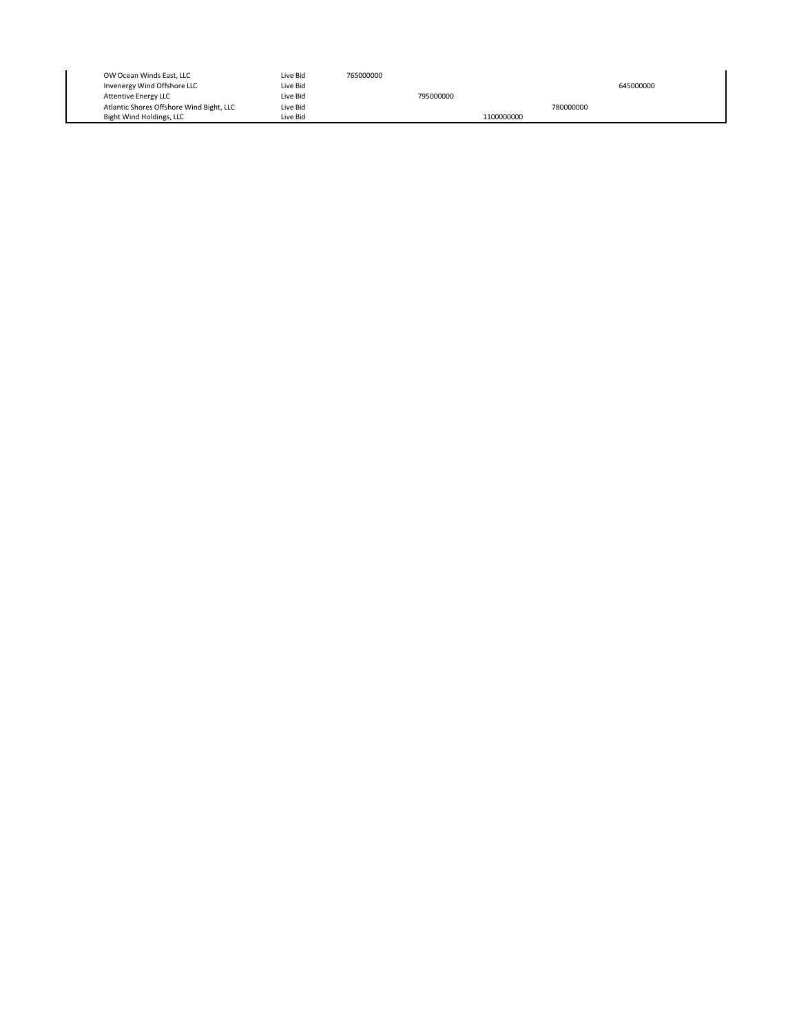| | | | | | | |
|---|---|---|---|---|---|---|
| OW Ocean Winds East, LLC | Live Bid | 765000000 | | | | |
| Invenergy Wind Offshore LLC | Live Bid | | | | | 645000000 |
| Attentive Energy LLC | Live Bid | | 795000000 | | | |
| Atlantic Shores Offshore Wind Bight, LLC | Live Bid | | | | 780000000 | |
| Bight Wind Holdings, LLC | Live Bid | | | 1100000000 | | |